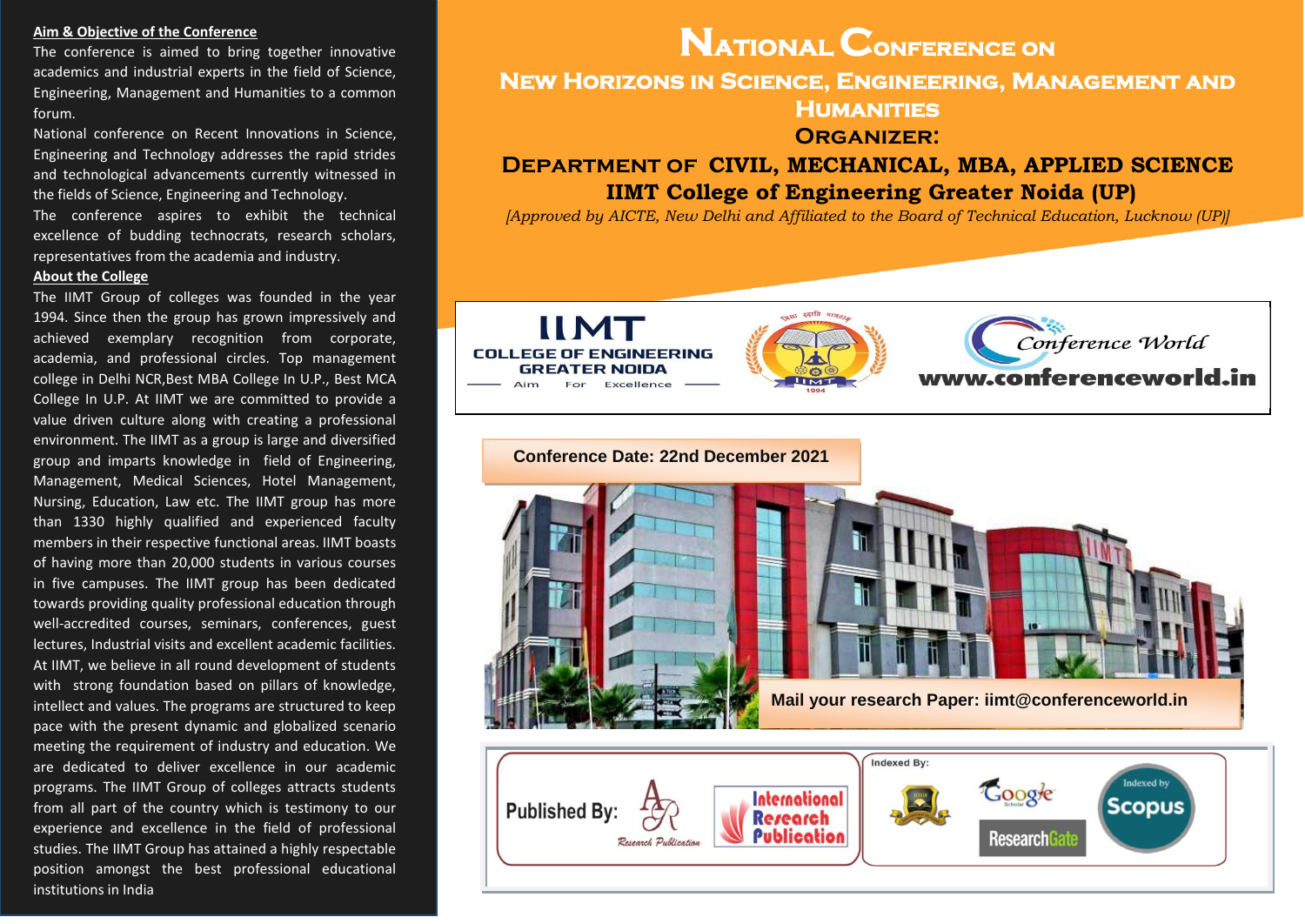# National Conference on

## New Horizons in Science, Engineering, Management and Humanities

### Organizer:

### Department of Civil, Mechanical, MBA, Applied Science

### IIMT College of Engineering Greater Noida (UP)

*[Approved by AICTE, New Delhi and Affiliated to the Board of Technical Education, Lucknow (UP)]*

IIMT COLLEGE OF ENGINEERING GREATER NOIDA — Aim For Excellence

Conference World — www.conferenceworld.in

**Conference Date: 22nd December 2021**

**Mail your research Paper: iimt@conferenceworld.in**

Published By: AR Research Publication, International Research Publication

Indexed By: Google Scholar, ResearchGate, Indexed by Scopus

**Aim & Objective of the Conference**

The conference is aimed to bring together innovative academics and industrial experts in the field of Science, Engineering, Management and Humanities to a common forum.

National conference on Recent Innovations in Science, Engineering and Technology addresses the rapid strides and technological advancements currently witnessed in the fields of Science, Engineering and Technology.

The conference aspires to exhibit the technical excellence of budding technocrats, research scholars, representatives from the academia and industry.

**About the College**

The IIMT Group of colleges was founded in the year 1994. Since then the group has grown impressively and achieved exemplary recognition from corporate, academia, and professional circles. Top management college in Delhi NCR,Best MBA College In U.P., Best MCA College In U.P. At IIMT we are committed to provide a value driven culture along with creating a professional environment. The IIMT as a group is large and diversified group and imparts knowledge in field of Engineering, Management, Medical Sciences, Hotel Management, Nursing, Education, Law etc. The IIMT group has more than 1330 highly qualified and experienced faculty members in their respective functional areas. IIMT boasts of having more than 20,000 students in various courses in five campuses. The IIMT group has been dedicated towards providing quality professional education through well-accredited courses, seminars, conferences, guest lectures, Industrial visits and excellent academic facilities. At IIMT, we believe in all round development of students with strong foundation based on pillars of knowledge, intellect and values. The programs are structured to keep pace with the present dynamic and globalized scenario meeting the requirement of industry and education. We are dedicated to deliver excellence in our academic programs. The IIMT Group of colleges attracts students from all part of the country which is testimony to our experience and excellence in the field of professional studies. The IIMT Group has attained a highly respectable position amongst the best professional educational institutions in India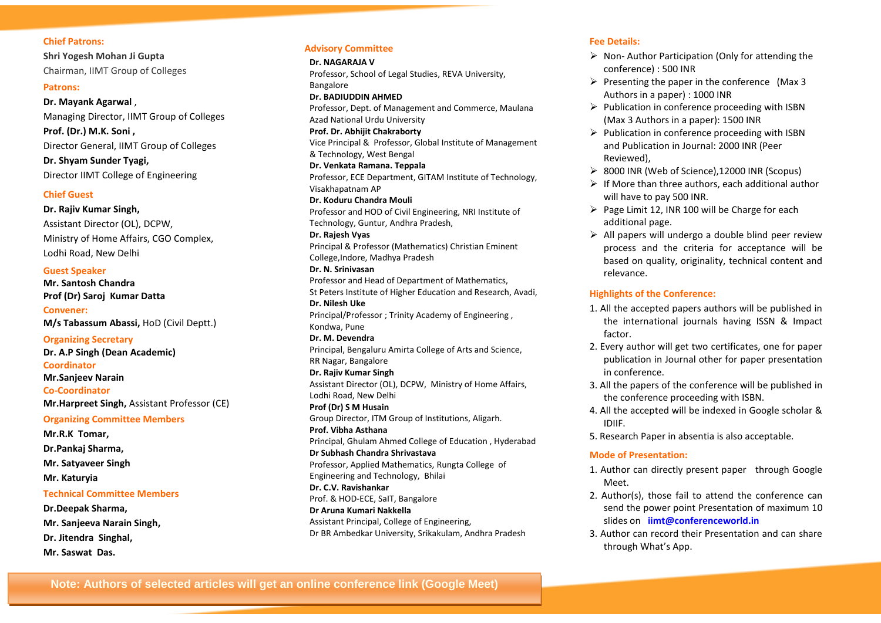## Chief Patrons:

**Shri Yogesh Mohan Ji Gupta**
Chairman, IIMT Group of Colleges

## Patrons:

**Dr. Mayank Agarwal ,**
Managing Director, IIMT Group of Colleges

**Prof. (Dr.) M.K. Soni ,**
Director General, IIMT Group of Colleges

**Dr. Shyam Sunder Tyagi,**
Director IIMT College of Engineering

## Chief Guest

**Dr. Rajiv Kumar Singh,**
Assistant Director (OL), DCPW,
Ministry of Home Affairs, CGO Complex,
Lodhi Road, New Delhi

## Guest Speaker

**Mr. Santosh Chandra**
**Prof (Dr) Saroj Kumar Datta**

## Convener:

**M/s Tabassum Abassi,** HoD (Civil Deptt.)

## Organizing Secretary

**Dr. A.P Singh (Dean Academic)**

## Coordinator

**Mr.Sanjeev Narain**

## Co-Coordinator

**Mr.Harpreet Singh,** Assistant Professor (CE)

## Organizing Committee Members

**Mr.R.K Tomar,**
**Dr.Pankaj Sharma,**
**Mr. Satyaveer Singh**
**Mr. Katuryia**

## Technical Committee Members

**Dr.Deepak Sharma,**
**Mr. Sanjeeva Narain Singh,**
**Dr. Jitendra Singhal,**
**Mr. Saswat Das.**

## Advisory Committee

**Dr. NAGARAJA V**
Professor, School of Legal Studies, REVA University, Bangalore

**Dr. BADIUDDIN AHMED**
Professor, Dept. of Management and Commerce, Maulana Azad National Urdu University

**Prof. Dr. Abhijit Chakraborty**
Vice Principal & Professor, Global Institute of Management & Technology, West Bengal

**Dr. Venkata Ramana. Teppala**
Professor, ECE Department, GITAM Institute of Technology, Visakhapatnam AP

**Dr. Koduru Chandra Mouli**
Professor and HOD of Civil Engineering, NRI Institute of Technology, Guntur, Andhra Pradesh,

**Dr. Rajesh Vyas**
Principal & Professor (Mathematics) Christian Eminent College,Indore, Madhya Pradesh

**Dr. N. Srinivasan**
Professor and Head of Department of Mathematics, St Peters Institute of Higher Education and Research, Avadi,

**Dr. Nilesh Uke**
Principal/Professor ; Trinity Academy of Engineering , Kondwa, Pune

**Dr. M. Devendra**
Principal, Bengaluru Amirta College of Arts and Science, RR Nagar, Bangalore

**Dr. Rajiv Kumar Singh**
Assistant Director (OL), DCPW, Ministry of Home Affairs, Lodhi Road, New Delhi

**Prof (Dr) S M Husain**
Group Director, ITM Group of Institutions, Aligarh.

**Prof. Vibha Asthana**
Principal, Ghulam Ahmed College of Education , Hyderabad

**Dr Subhash Chandra Shrivastava**
Professor, Applied Mathematics, Rungta College of Engineering and Technology, Bhilai

**Dr. C.V. Ravishankar**
Prof. & HOD-ECE, SaIT, Bangalore

**Dr Aruna Kumari Nakkella**
Assistant Principal, College of Engineering, Dr BR Ambedkar University, Srikakulam, Andhra Pradesh

## Fee Details:

- Non- Author Participation (Only for attending the conference) : 500 INR
- Presenting the paper in the conference (Max 3 Authors in a paper) : 1000 INR
- Publication in conference proceeding with ISBN (Max 3 Authors in a paper): 1500 INR
- Publication in conference proceeding with ISBN and Publication in Journal: 2000 INR (Peer Reviewed),
- 8000 INR (Web of Science),12000 INR (Scopus)
- If More than three authors, each additional author will have to pay 500 INR.
- Page Limit 12, INR 100 will be Charge for each additional page.
- All papers will undergo a double blind peer review process and the criteria for acceptance will be based on quality, originality, technical content and relevance.

## Highlights of the Conference:

1. All the accepted papers authors will be published in the international journals having ISSN & Impact factor.
2. Every author will get two certificates, one for paper publication in Journal other for paper presentation in conference.
3. All the papers of the conference will be published in the conference proceeding with ISBN.
4. All the accepted will be indexed in Google scholar & IDIIF.
5. Research Paper in absentia is also acceptable.

## Mode of Presentation:

1. Author can directly present paper through Google Meet.
2. Author(s), those fail to attend the conference can send the power point Presentation of maximum 10 slides on **iimt@conferenceworld.in**
3. Author can record their Presentation and can share through What's App.

**Note: Authors of selected articles will get an online conference link (Google Meet)**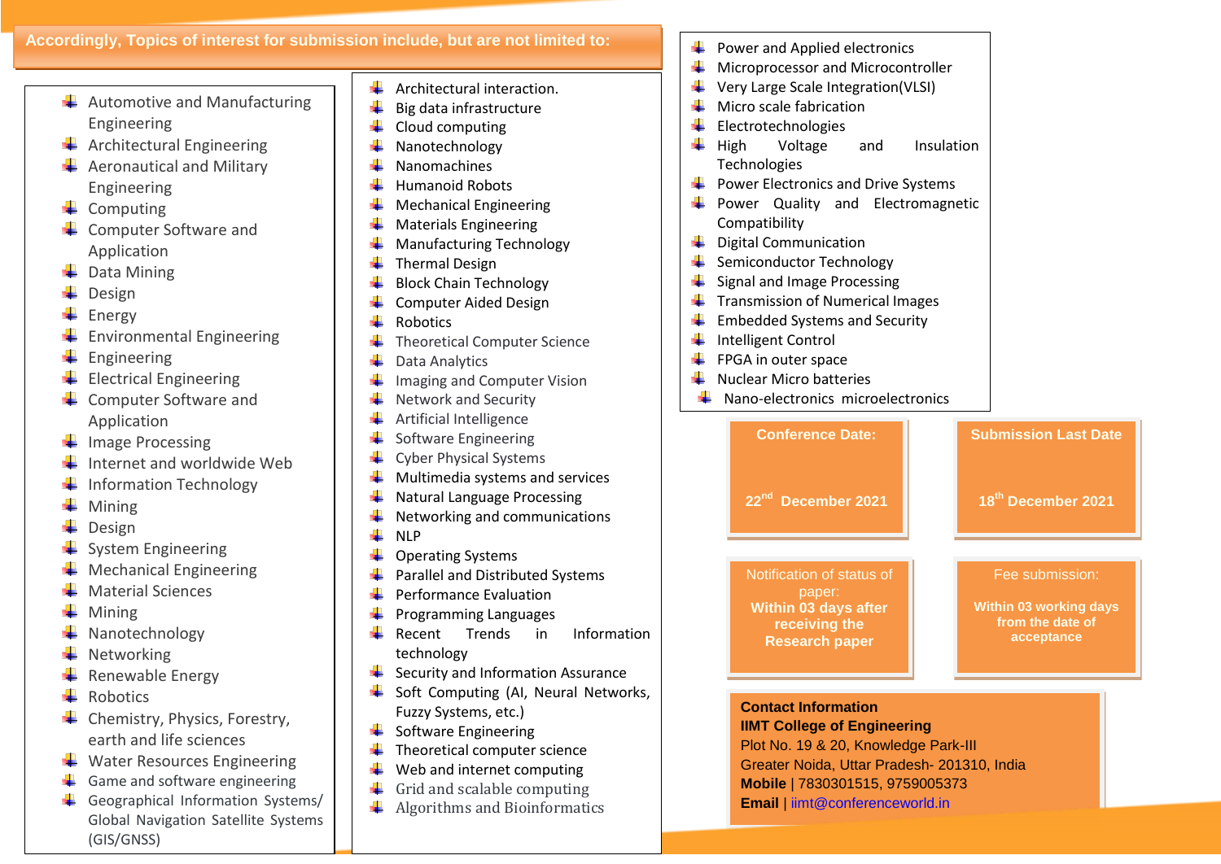## Accordingly, Topics of interest for submission include, but are not limited to:

- Automotive and Manufacturing Engineering
- Architectural Engineering
- Aeronautical and Military Engineering
- Computing
- Computer Software and Application
- Data Mining
- Design
- Energy
- Environmental Engineering
- Engineering
- Electrical Engineering
- Computer Software and Application
- Image Processing
- Internet and worldwide Web
- Information Technology
- Mining
- Design
- System Engineering
- Mechanical Engineering
- Material Sciences
- Mining
- Nanotechnology
- Networking
- Renewable Energy
- Robotics
- Chemistry, Physics, Forestry, earth and life sciences
- Water Resources Engineering
- Game and software engineering
- Geographical Information Systems/ Global Navigation Satellite Systems (GIS/GNSS)

- Architectural interaction.
- Big data infrastructure
- Cloud computing
- Nanotechnology
- Nanomachines
- Humanoid Robots
- Mechanical Engineering
- Materials Engineering
- Manufacturing Technology
- Thermal Design
- Block Chain Technology
- Computer Aided Design
- Robotics
- Theoretical Computer Science
- Data Analytics
- Imaging and Computer Vision
- Network and Security
- Artificial Intelligence
- Software Engineering
- Cyber Physical Systems
- Multimedia systems and services
- Natural Language Processing
- Networking and communications
- NLP
- Operating Systems
- Parallel and Distributed Systems
- Performance Evaluation
- Programming Languages
- Recent Trends in Information technology
- Security and Information Assurance
- Soft Computing (AI, Neural Networks, Fuzzy Systems, etc.)
- Software Engineering
- Theoretical computer science
- Web and internet computing
- Grid and scalable computing
- Algorithms and Bioinformatics

- Power and Applied electronics
- Microprocessor and Microcontroller
- Very Large Scale Integration(VLSI)
- Micro scale fabrication
- Electrotechnologies
- High Voltage and Insulation Technologies
- Power Electronics and Drive Systems
- Power Quality and Electromagnetic Compatibility
- Digital Communication
- Semiconductor Technology
- Signal and Image Processing
- Transmission of Numerical Images
- Embedded Systems and Security
- Intelligent Control
- FPGA in outer space
- Nuclear Micro batteries
- Nano-electronics microelectronics

**Conference Date:**

**22nd December 2021**

**Submission Last Date**

**18th December 2021**

Notification of status of paper:
**Within 03 days after receiving the Research paper**

Fee submission:
**Within 03 working days from the date of acceptance**

**Contact Information**
**IIMT College of Engineering**
Plot No. 19 & 20, Knowledge Park-III
Greater Noida, Uttar Pradesh- 201310, India
**Mobile** | 7830301515, 9759005373
**Email** | iimt@conferenceworld.in